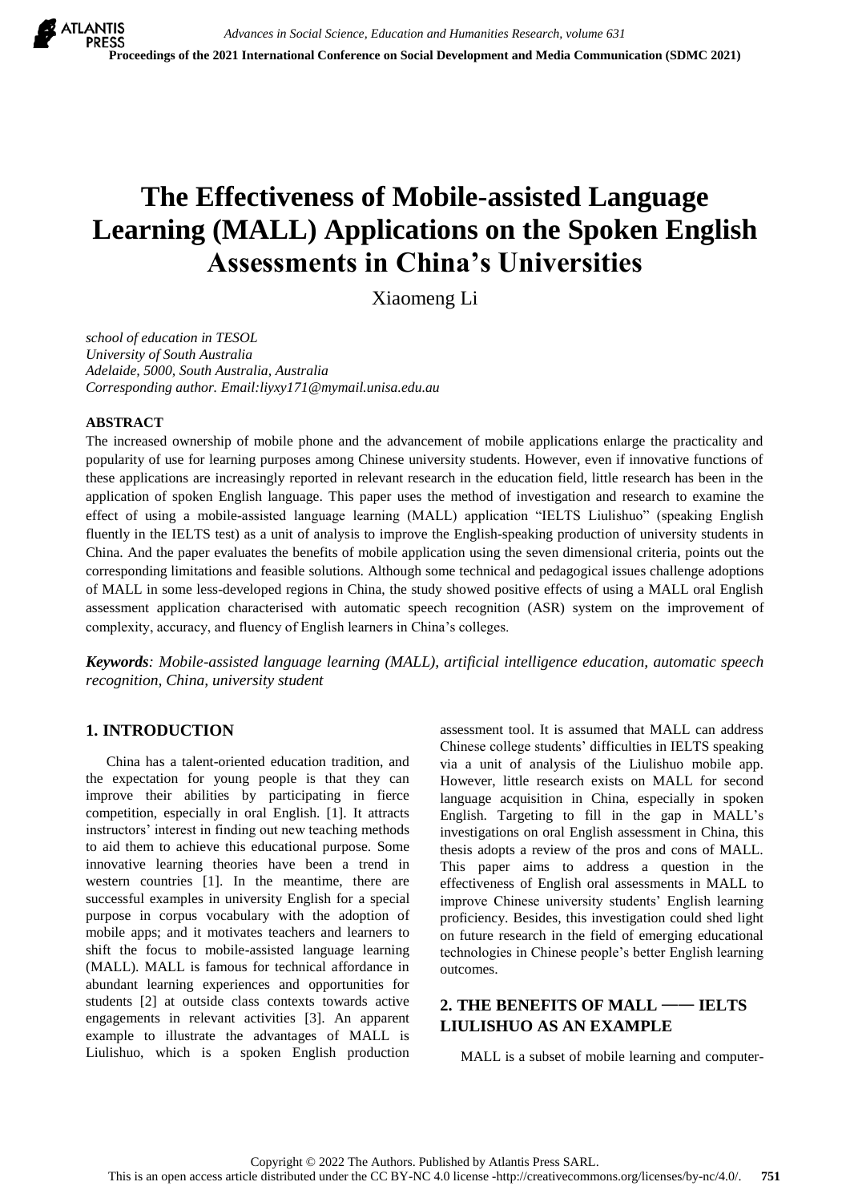# The Effectiveness of Mobile-assisted Language Learning (MALL) Applications on the Spoken English Assessments in China's Universities

Xiaomeng Li

*school of education in TESOL*
*University of South Australia*
*Adelaide, 5000, South Australia, Australia*
*Corresponding author. Email:liyxy171@mymail.unisa.edu.au*

## ABSTRACT

The increased ownership of mobile phone and the advancement of mobile applications enlarge the practicality and popularity of use for learning purposes among Chinese university students. However, even if innovative functions of these applications are increasingly reported in relevant research in the education field, little research has been in the application of spoken English language. This paper uses the method of investigation and research to examine the effect of using a mobile-assisted language learning (MALL) application "IELTS Liulishuo" (speaking English fluently in the IELTS test) as a unit of analysis to improve the English-speaking production of university students in China. And the paper evaluates the benefits of mobile application using the seven dimensional criteria, points out the corresponding limitations and feasible solutions. Although some technical and pedagogical issues challenge adoptions of MALL in some less-developed regions in China, the study showed positive effects of using a MALL oral English assessment application characterised with automatic speech recognition (ASR) system on the improvement of complexity, accuracy, and fluency of English learners in China's colleges.

***Keywords**: Mobile-assisted language learning (MALL), artificial intelligence education, automatic speech recognition, China, university student*

## 1. INTRODUCTION

China has a talent-oriented education tradition, and the expectation for young people is that they can improve their abilities by participating in fierce competition, especially in oral English. [1]. It attracts instructors' interest in finding out new teaching methods to aid them to achieve this educational purpose. Some innovative learning theories have been a trend in western countries [1]. In the meantime, there are successful examples in university English for a special purpose in corpus vocabulary with the adoption of mobile apps; and it motivates teachers and learners to shift the focus to mobile-assisted language learning (MALL). MALL is famous for technical affordance in abundant learning experiences and opportunities for students [2] at outside class contexts towards active engagements in relevant activities [3]. An apparent example to illustrate the advantages of MALL is Liulishuo, which is a spoken English production assessment tool. It is assumed that MALL can address Chinese college students' difficulties in IELTS speaking via a unit of analysis of the Liulishuo mobile app. However, little research exists on MALL for second language acquisition in China, especially in spoken English. Targeting to fill in the gap in MALL's investigations on oral English assessment in China, this thesis adopts a review of the pros and cons of MALL. This paper aims to address a question in the effectiveness of English oral assessments in MALL to improve Chinese university students' English learning proficiency. Besides, this investigation could shed light on future research in the field of emerging educational technologies in Chinese people's better English learning outcomes.

## 2. THE BENEFITS OF MALL —— IELTS LIULISHUO AS AN EXAMPLE

MALL is a subset of mobile learning and computer-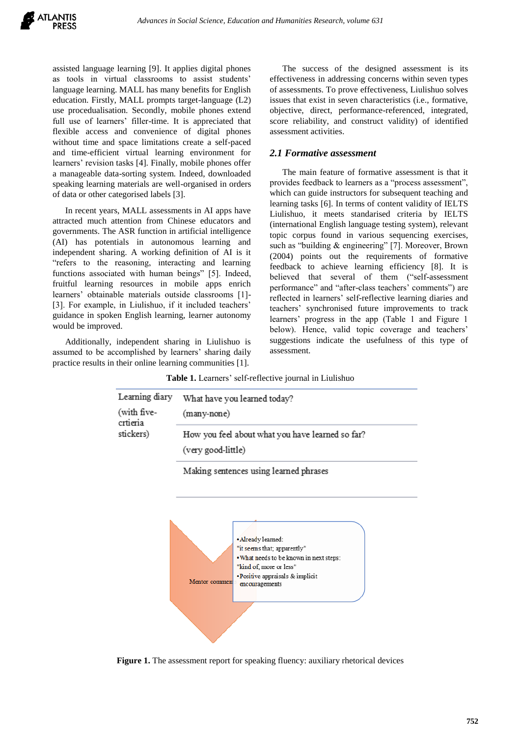assisted language learning [9]. It applies digital phones as tools in virtual classrooms to assist students' language learning. MALL has many benefits for English education. Firstly, MALL prompts target-language (L2) use proceduralisation. Secondly, mobile phones extend full use of learners' filler-time. It is appreciated that flexible access and convenience of digital phones without time and space limitations create a self-paced and time-efficient virtual learning environment for learners' revision tasks [4]. Finally, mobile phones offer a manageable data-sorting system. Indeed, downloaded speaking learning materials are well-organised in orders of data or other categorised labels [3].

In recent years, MALL assessments in AI apps have attracted much attention from Chinese educators and governments. The ASR function in artificial intelligence (AI) has potentials in autonomous learning and independent sharing. A working definition of AI is it "refers to the reasoning, interacting and learning functions associated with human beings" [5]. Indeed, fruitful learning resources in mobile apps enrich learners' obtainable materials outside classrooms [1]-[3]. For example, in Liulishuo, if it included teachers' guidance in spoken English learning, learner autonomy would be improved.

Additionally, independent sharing in Liulishuo is assumed to be accomplished by learners' sharing daily practice results in their online learning communities [1].

The success of the designed assessment is its effectiveness in addressing concerns within seven types of assessments. To prove effectiveness, Liulishuo solves issues that exist in seven characteristics (i.e., formative, objective, direct, performance-referenced, integrated, score reliability, and construct validity) of identified assessment activities.

## *2.1 Formative assessment*

The main feature of formative assessment is that it provides feedback to learners as a "process assessment", which can guide instructors for subsequent teaching and learning tasks [6]. In terms of content validity of IELTS Liulishuo, it meets standarised criteria by IELTS (international English language testing system), relevant topic corpus found in various sequencing exercises, such as "building & engineering" [7]. Moreover, Brown (2004) points out the requirements of formative feedback to achieve learning efficiency [8]. It is believed that several of them ("self-assessment performance" and "after-class teachers' comments") are reflected in learners' self-reflective learning diaries and teachers' synchronised future improvements to track learners' progress in the app (Table 1 and Figure 1 below). Hence, valid topic coverage and teachers' suggestions indicate the usefulness of this type of assessment.

**Table 1.** Learners' self-reflective journal in Liulishuo

| | |
|---|---|
| Learning diary (with five-crtieria stickers) | What have you learned today? (many-none) |
| | How you feel about what you have learned so far? (very good-little) |
| | Making sentences using learned phrases |

Mentor comment

- Already learned: "it seems that; apparently"
- What needs to be known in next steps: "kind of, more or less"
- Positive appraisals & implicit encouragements

**Figure 1.** The assessment report for speaking fluency: auxiliary rhetorical devices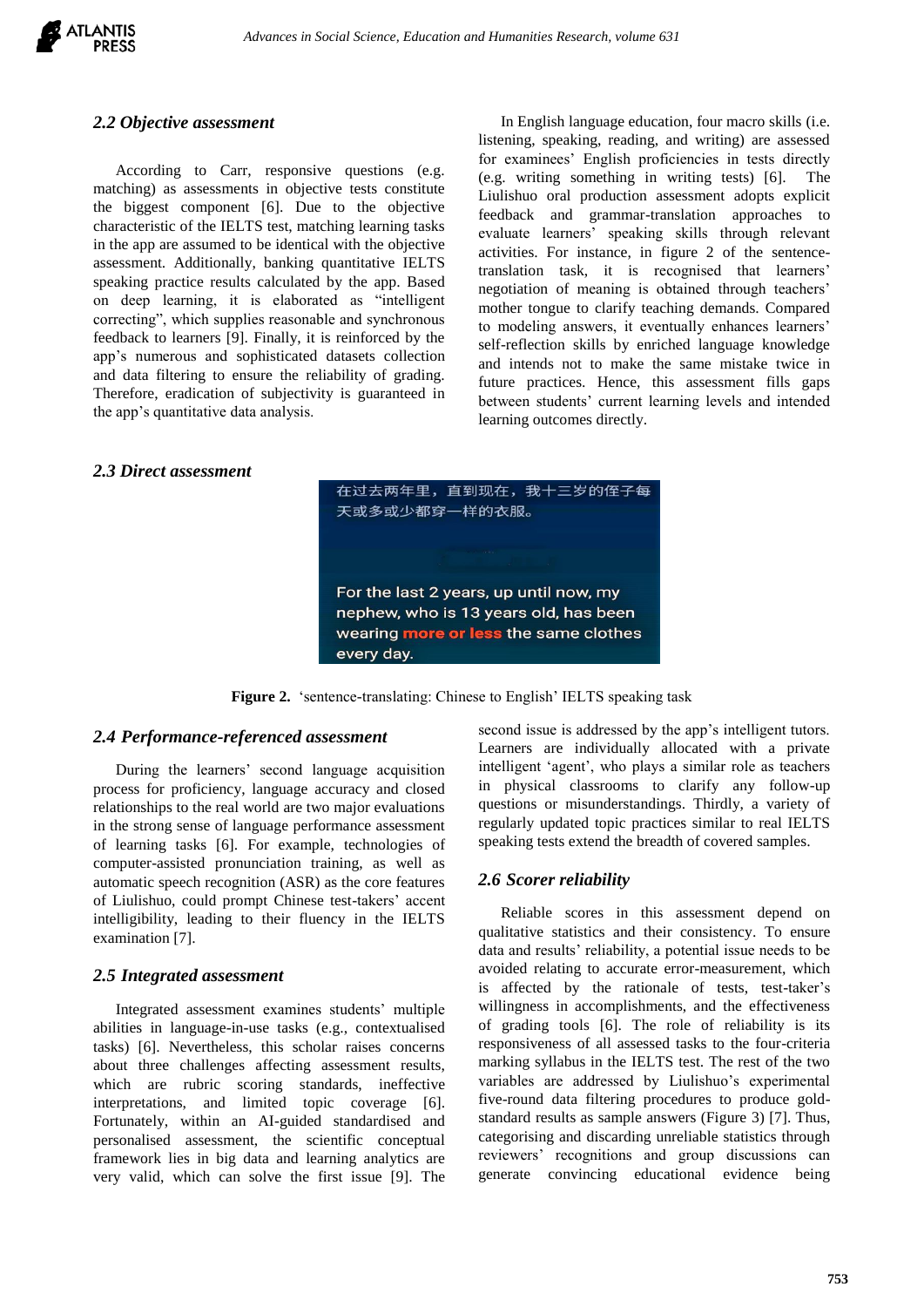### 2.2 Objective assessment

According to Carr, responsive questions (e.g. matching) as assessments in objective tests constitute the biggest component [6]. Due to the objective characteristic of the IELTS test, matching learning tasks in the app are assumed to be identical with the objective assessment. Additionally, banking quantitative IELTS speaking practice results calculated by the app. Based on deep learning, it is elaborated as "intelligent correcting", which supplies reasonable and synchronous feedback to learners [9]. Finally, it is reinforced by the app's numerous and sophisticated datasets collection and data filtering to ensure the reliability of grading. Therefore, eradication of subjectivity is guaranteed in the app's quantitative data analysis.

In English language education, four macro skills (i.e. listening, speaking, reading, and writing) are assessed for examinees' English proficiencies in tests directly (e.g. writing something in writing tests) [6]. The Liulishuo oral production assessment adopts explicit feedback and grammar-translation approaches to evaluate learners' speaking skills through relevant activities. For instance, in figure 2 of the sentence-translation task, it is recognised that learners' negotiation of meaning is obtained through teachers' mother tongue to clarify teaching demands. Compared to modeling answers, it eventually enhances learners' self-reflection skills by enriched language knowledge and intends not to make the same mistake twice in future practices. Hence, this assessment fills gaps between students' current learning levels and intended learning outcomes directly.

### 2.3 Direct assessment

在过去两年里，直到现在，我十三岁的侄子每天或多或少都穿一样的衣服。

For the last 2 years, up until now, my nephew, who is 13 years old, has been wearing more or less the same clothes every day.

**Figure 2.** 'sentence-translating: Chinese to English' IELTS speaking task

### 2.4 Performance-referenced assessment

During the learners' second language acquisition process for proficiency, language accuracy and closed relationships to the real world are two major evaluations in the strong sense of language performance assessment of learning tasks [6]. For example, technologies of computer-assisted pronunciation training, as well as automatic speech recognition (ASR) as the core features of Liulishuo, could prompt Chinese test-takers' accent intelligibility, leading to their fluency in the IELTS examination [7].

### 2.5 Integrated assessment

Integrated assessment examines students' multiple abilities in language-in-use tasks (e.g., contextualised tasks) [6]. Nevertheless, this scholar raises concerns about three challenges affecting assessment results, which are rubric scoring standards, ineffective interpretations, and limited topic coverage [6]. Fortunately, within an AI-guided standardised and personalised assessment, the scientific conceptual framework lies in big data and learning analytics are very valid, which can solve the first issue [9]. The second issue is addressed by the app's intelligent tutors. Learners are individually allocated with a private intelligent 'agent', who plays a similar role as teachers in physical classrooms to clarify any follow-up questions or misunderstandings. Thirdly, a variety of regularly updated topic practices similar to real IELTS speaking tests extend the breadth of covered samples.

### 2.6 Scorer reliability

Reliable scores in this assessment depend on qualitative statistics and their consistency. To ensure data and results' reliability, a potential issue needs to be avoided relating to accurate error-measurement, which is affected by the rationale of tests, test-taker's willingness in accomplishments, and the effectiveness of grading tools [6]. The role of reliability is its responsiveness of all assessed tasks to the four-criteria marking syllabus in the IELTS test. The rest of the two variables are addressed by Liulishuo's experimental five-round data filtering procedures to produce gold-standard results as sample answers (Figure 3) [7]. Thus, categorising and discarding unreliable statistics through reviewers' recognitions and group discussions can generate convincing educational evidence being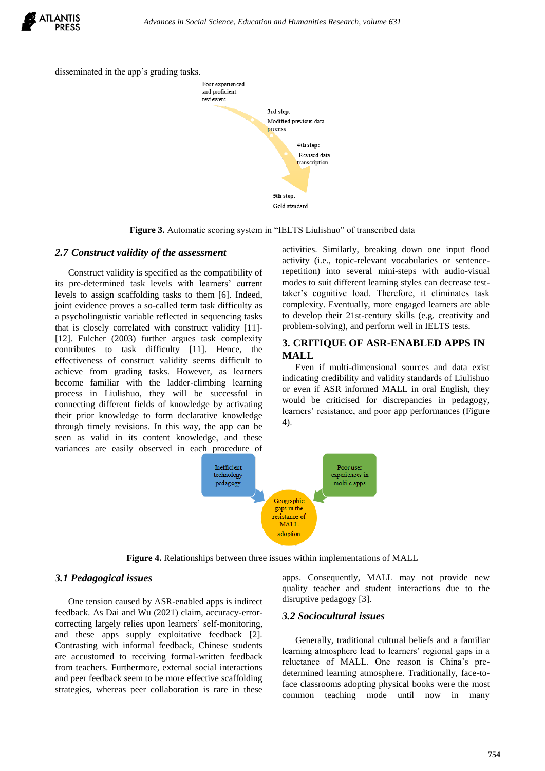disseminated in the app's grading tasks.

Four experienced and proficient reviewers

3rd step: Modified previous data process

4th step: Revised data transcription

5th step: Gold standard

**Figure 3.** Automatic scoring system in "IELTS Liulishuo" of transcribed data

## *2.7 Construct validity of the assessment*

Construct validity is specified as the compatibility of its pre-determined task levels with learners' current levels to assign scaffolding tasks to them [6]. Indeed, joint evidence proves a so-called term task difficulty as a psycholinguistic variable reflected in sequencing tasks that is closely correlated with construct validity [11]-[12]. Fulcher (2003) further argues task complexity contributes to task difficulty [11]. Hence, the effectiveness of construct validity seems difficult to achieve from grading tasks. However, as learners become familiar with the ladder-climbing learning process in Liulishuo, they will be successful in connecting different fields of knowledge by activating their prior knowledge to form declarative knowledge through timely revisions. In this way, the app can be seen as valid in its content knowledge, and these variances are easily observed in each procedure of activities. Similarly, breaking down one input flood activity (i.e., topic-relevant vocabularies or sentence-repetition) into several mini-steps with audio-visual modes to suit different learning styles can decrease test-taker's cognitive load. Therefore, it eliminates task complexity. Eventually, more engaged learners are able to develop their 21st-century skills (e.g. creativity and problem-solving), and perform well in IELTS tests.

# 3. CRITIQUE OF ASR-ENABLED APPS IN MALL

Even if multi-dimensional sources and data exist indicating credibility and validity standards of Liulishuo or even if ASR informed MALL in oral English, they would be criticised for discrepancies in pedagogy, learners' resistance, and poor app performances (Figure 4).

Inefficient technology pedagogy

Poor user experiences in mobile apps

Geographic gaps in the resistance of MALL adoption

**Figure 4.** Relationships between three issues within implementations of MALL

## *3.1 Pedagogical issues*

One tension caused by ASR-enabled apps is indirect feedback. As Dai and Wu (2021) claim, accuracy-error-correcting largely relies upon learners' self-monitoring, and these apps supply exploitative feedback [2]. Contrasting with informal feedback, Chinese students are accustomed to receiving formal-written feedback from teachers. Furthermore, external social interactions and peer feedback seem to be more effective scaffolding strategies, whereas peer collaboration is rare in these apps. Consequently, MALL may not provide new quality teacher and student interactions due to the disruptive pedagogy [3].

## *3.2 Sociocultural issues*

Generally, traditional cultural beliefs and a familiar learning atmosphere lead to learners' regional gaps in a reluctance of MALL. One reason is China's pre-determined learning atmosphere. Traditionally, face-to-face classrooms adopting physical books were the most common teaching mode until now in many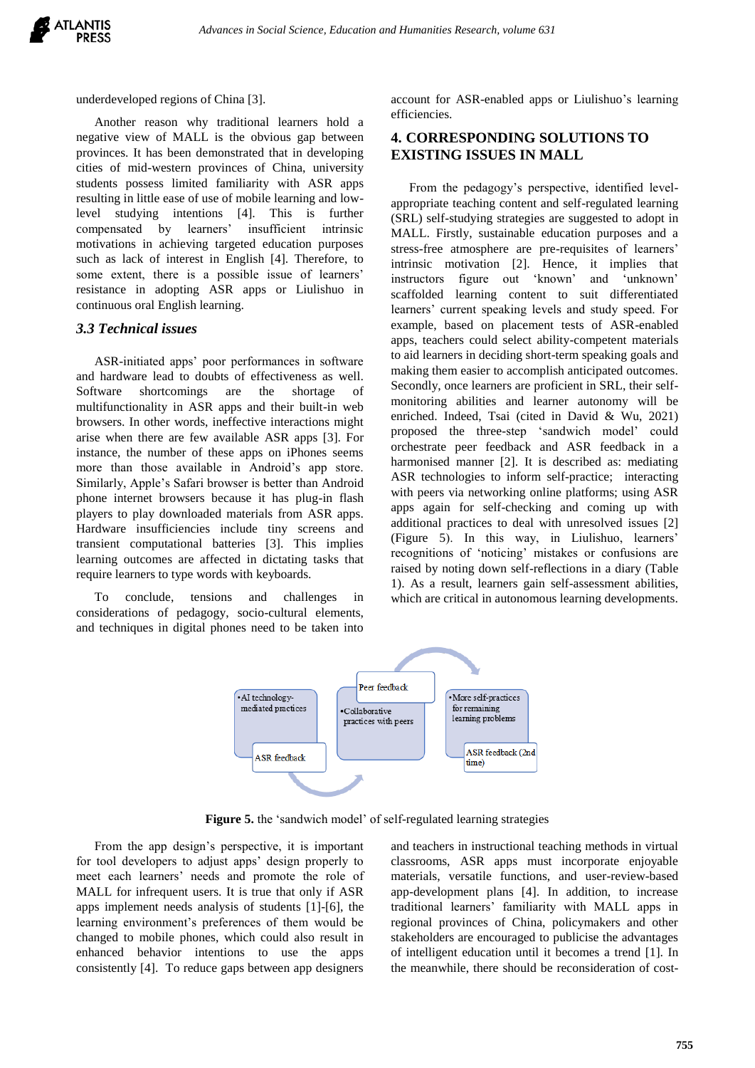underdeveloped regions of China [3].

Another reason why traditional learners hold a negative view of MALL is the obvious gap between provinces. It has been demonstrated that in developing cities of mid-western provinces of China, university students possess limited familiarity with ASR apps resulting in little ease of use of mobile learning and low-level studying intentions [4]. This is further compensated by learners' insufficient intrinsic motivations in achieving targeted education purposes such as lack of interest in English [4]. Therefore, to some extent, there is a possible issue of learners' resistance in adopting ASR apps or Liulishuo in continuous oral English learning.

### *3.3 Technical issues*

ASR-initiated apps' poor performances in software and hardware lead to doubts of effectiveness as well. Software shortcomings are the shortage of multifunctionality in ASR apps and their built-in web browsers. In other words, ineffective interactions might arise when there are few available ASR apps [3]. For instance, the number of these apps on iPhones seems more than those available in Android's app store. Similarly, Apple's Safari browser is better than Android phone internet browsers because it has plug-in flash players to play downloaded materials from ASR apps. Hardware insufficiencies include tiny screens and transient computational batteries [3]. This implies learning outcomes are affected in dictating tasks that require learners to type words with keyboards.

To conclude, tensions and challenges in considerations of pedagogy, socio-cultural elements, and techniques in digital phones need to be taken into account for ASR-enabled apps or Liulishuo's learning efficiencies.

## 4. CORRESPONDING SOLUTIONS TO EXISTING ISSUES IN MALL

From the pedagogy's perspective, identified level-appropriate teaching content and self-regulated learning (SRL) self-studying strategies are suggested to adopt in MALL. Firstly, sustainable education purposes and a stress-free atmosphere are pre-requisites of learners' intrinsic motivation [2]. Hence, it implies that instructors figure out 'known' and 'unknown' scaffolded learning content to suit differentiated learners' current speaking levels and study speed. For example, based on placement tests of ASR-enabled apps, teachers could select ability-competent materials to aid learners in deciding short-term speaking goals and making them easier to accomplish anticipated outcomes. Secondly, once learners are proficient in SRL, their self-monitoring abilities and learner autonomy will be enriched. Indeed, Tsai (cited in David & Wu, 2021) proposed the three-step 'sandwich model' could orchestrate peer feedback and ASR feedback in a harmonised manner [2]. It is described as: mediating ASR technologies to inform self-practice; interacting with peers via networking online platforms; using ASR apps again for self-checking and coming up with additional practices to deal with unresolved issues [2] (Figure 5). In this way, in Liulishuo, learners' recognitions of 'noticing' mistakes or confusions are raised by noting down self-reflections in a diary (Table 1). As a result, learners gain self-assessment abilities, which are critical in autonomous learning developments.

•AI technology-mediated practices → ASR feedback → •Collaborative practices with peers → Peer feedback → •More self-practices for remaining learning problems → ASR feedback (2nd time)

**Figure 5.** the 'sandwich model' of self-regulated learning strategies

From the app design's perspective, it is important for tool developers to adjust apps' design properly to meet each learners' needs and promote the role of MALL for infrequent users. It is true that only if ASR apps implement needs analysis of students [1]-[6], the learning environment's preferences of them would be changed to mobile phones, which could also result in enhanced behavior intentions to use the apps consistently [4]. To reduce gaps between app designers and teachers in instructional teaching methods in virtual classrooms, ASR apps must incorporate enjoyable materials, versatile functions, and user-review-based app-development plans [4]. In addition, to increase traditional learners' familiarity with MALL apps in regional provinces of China, policymakers and other stakeholders are encouraged to publicise the advantages of intelligent education until it becomes a trend [1]. In the meanwhile, there should be reconsideration of cost-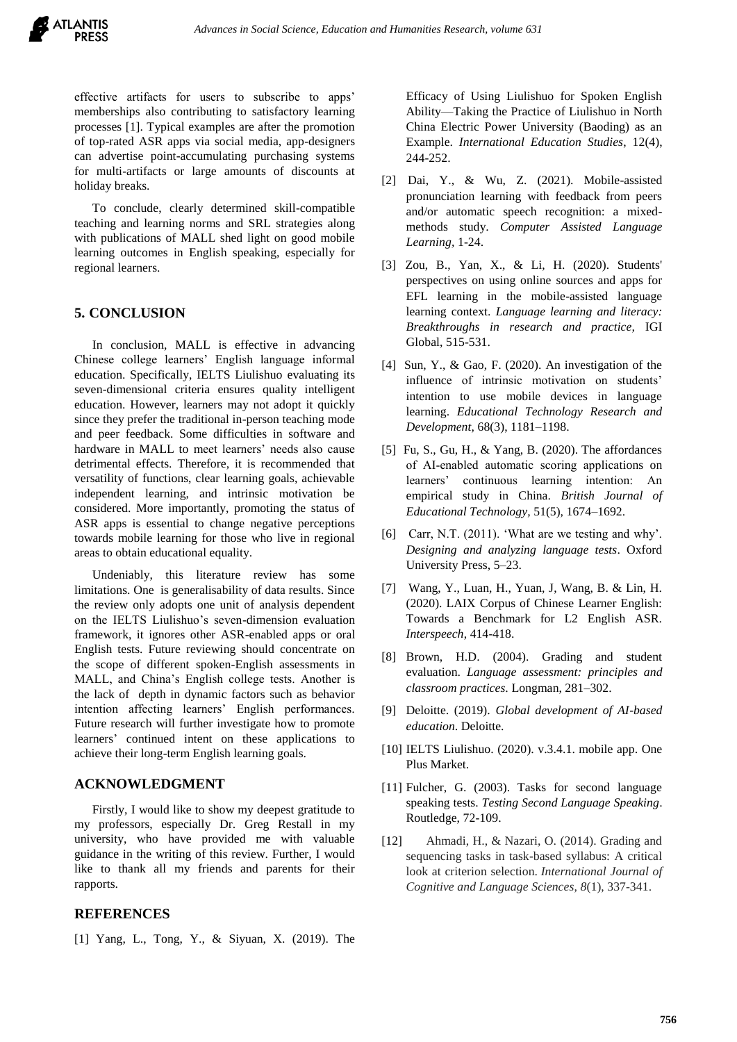effective artifacts for users to subscribe to apps' memberships also contributing to satisfactory learning processes [1]. Typical examples are after the promotion of top-rated ASR apps via social media, app-designers can advertise point-accumulating purchasing systems for multi-artifacts or large amounts of discounts at holiday breaks.

To conclude, clearly determined skill-compatible teaching and learning norms and SRL strategies along with publications of MALL shed light on good mobile learning outcomes in English speaking, especially for regional learners.

## 5. CONCLUSION

In conclusion, MALL is effective in advancing Chinese college learners' English language informal education. Specifically, IELTS Liulishuo evaluating its seven-dimensional criteria ensures quality intelligent education. However, learners may not adopt it quickly since they prefer the traditional in-person teaching mode and peer feedback. Some difficulties in software and hardware in MALL to meet learners' needs also cause detrimental effects. Therefore, it is recommended that versatility of functions, clear learning goals, achievable independent learning, and intrinsic motivation be considered. More importantly, promoting the status of ASR apps is essential to change negative perceptions towards mobile learning for those who live in regional areas to obtain educational equality.

Undeniably, this literature review has some limitations. One is generalisability of data results. Since the review only adopts one unit of analysis dependent on the IELTS Liulishuo's seven-dimension evaluation framework, it ignores other ASR-enabled apps or oral English tests. Future reviewing should concentrate on the scope of different spoken-English assessments in MALL, and China's English college tests. Another is the lack of depth in dynamic factors such as behavior intention affecting learners' English performances. Future research will further investigate how to promote learners' continued intent on these applications to achieve their long-term English learning goals.

## ACKNOWLEDGMENT

Firstly, I would like to show my deepest gratitude to my professors, especially Dr. Greg Restall in my university, who have provided me with valuable guidance in the writing of this review. Further, I would like to thank all my friends and parents for their rapports.

## REFERENCES

[1] Yang, L., Tong, Y., & Siyuan, X. (2019). The Efficacy of Using Liulishuo for Spoken English Ability—Taking the Practice of Liulishuo in North China Electric Power University (Baoding) as an Example. *International Education Studies*, 12(4), 244-252.

[2] Dai, Y., & Wu, Z. (2021). Mobile-assisted pronunciation learning with feedback from peers and/or automatic speech recognition: a mixed-methods study. *Computer Assisted Language Learning*, 1-24.

[3] Zou, B., Yan, X., & Li, H. (2020). Students' perspectives on using online sources and apps for EFL learning in the mobile-assisted language learning context. *Language learning and literacy: Breakthroughs in research and practice*, IGI Global, 515-531.

[4] Sun, Y., & Gao, F. (2020). An investigation of the influence of intrinsic motivation on students' intention to use mobile devices in language learning. *Educational Technology Research and Development*, 68(3), 1181–1198.

[5] Fu, S., Gu, H., & Yang, B. (2020). The affordances of AI-enabled automatic scoring applications on learners' continuous learning intention: An empirical study in China. *British Journal of Educational Technology*, 51(5), 1674–1692.

[6] Carr, N.T. (2011). 'What are we testing and why'. *Designing and analyzing language tests*. Oxford University Press, 5–23.

[7] Wang, Y., Luan, H., Yuan, J, Wang, B. & Lin, H. (2020). LAIX Corpus of Chinese Learner English: Towards a Benchmark for L2 English ASR. *Interspeech*, 414-418.

[8] Brown, H.D. (2004). Grading and student evaluation. *Language assessment: principles and classroom practices.* Longman, 281–302.

[9] Deloitte. (2019). *Global development of AI-based education*. Deloitte.

[10] IELTS Liulishuo. (2020). v.3.4.1. mobile app. One Plus Market.

[11] Fulcher, G. (2003). Tasks for second language speaking tests. *Testing Second Language Speaking*. Routledge, 72-109.

[12] Ahmadi, H., & Nazari, O. (2014). Grading and sequencing tasks in task-based syllabus: A critical look at criterion selection. *International Journal of Cognitive and Language Sciences, 8*(1), 337-341.